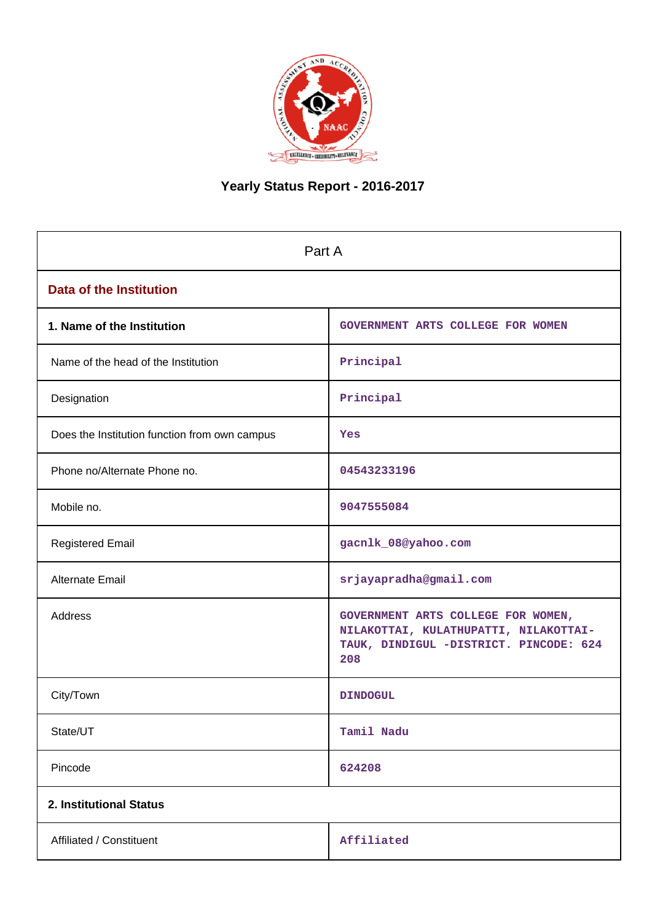# Yearly Status Report - 2016-2017

| Part A | |
|---|---|
| **Data of the Institution** | |
| **1. Name of the Institution** | GOVERNMENT ARTS COLLEGE FOR WOMEN |
| Name of the head of the Institution | Principal |
| Designation | Principal |
| Does the Institution function from own campus | Yes |
| Phone no/Alternate Phone no. | 04543233196 |
| Mobile no. | 9047555084 |
| Registered Email | gacnlk_08@yahoo.com |
| Alternate Email | srjayapradha@gmail.com |
| Address | GOVERNMENT ARTS COLLEGE FOR WOMEN, NILAKOTTAI, KULATHUPATTI, NILAKOTTAI-TAUK, DINDIGUL -DISTRICT. PINCODE: 624 208 |
| City/Town | DINDOGUL |
| State/UT | Tamil Nadu |
| Pincode | 624208 |
| **2. Institutional Status** | |
| Affiliated / Constituent | Affiliated |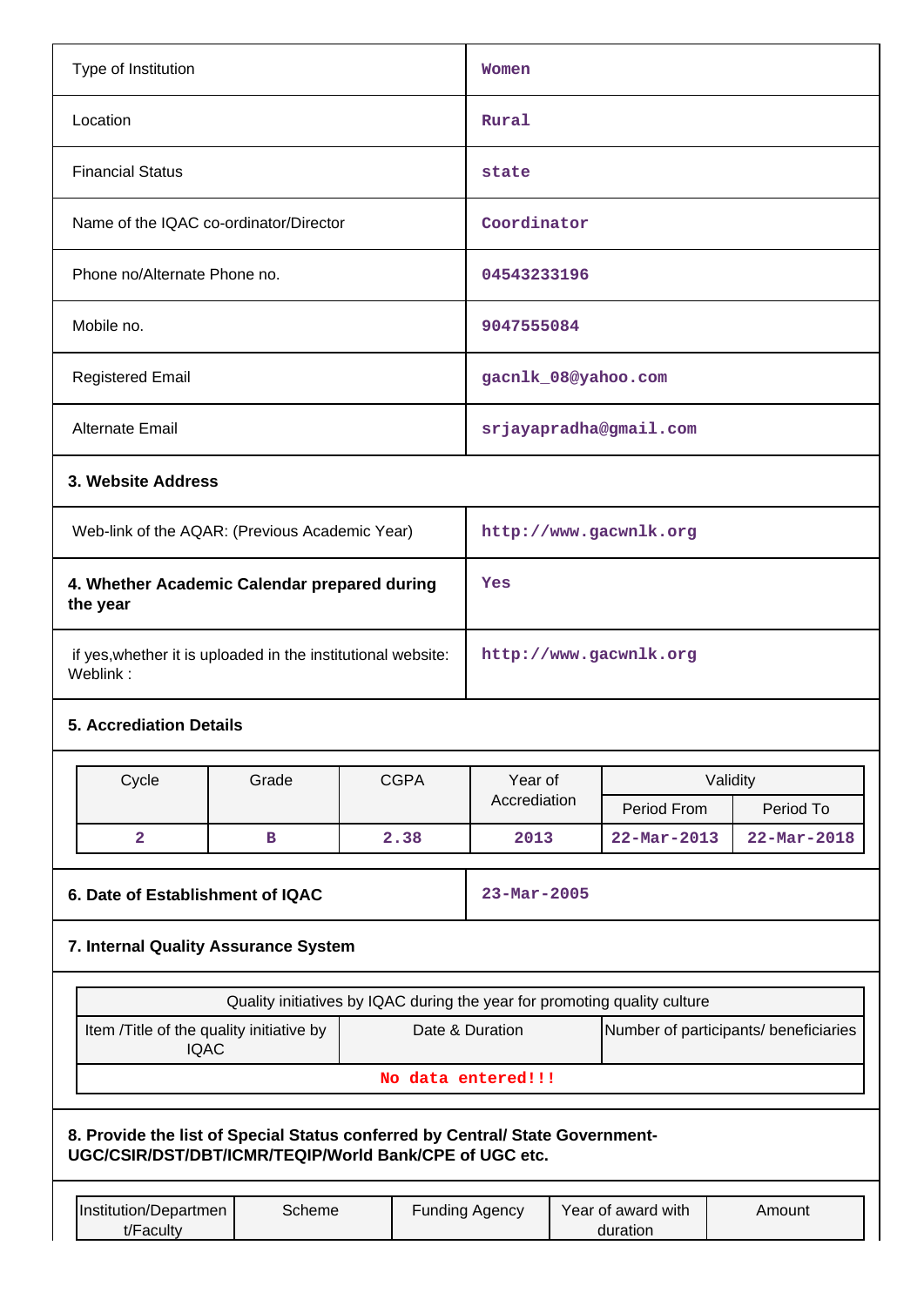| | |
|---|---|
| Type of Institution | Women |
| Location | Rural |
| Financial Status | state |
| Name of the IQAC co-ordinator/Director | Coordinator |
| Phone no/Alternate Phone no. | 04543233196 |
| Mobile no. | 9047555084 |
| Registered Email | gacnlk_08@yahoo.com |
| Alternate Email | srjayapradha@gmail.com |

**3. Website Address**

| | |
|---|---|
| Web-link of the AQAR: (Previous Academic Year) | http://www.gacwnlk.org |
| **4. Whether Academic Calendar prepared during the year** | Yes |
| if yes,whether it is uploaded in the institutional website: Weblink : | http://www.gacwnlk.org |

**5. Accrediation Details**

| Cycle | Grade | CGPA | Year of Accrediation | Validity | |
|---|---|---|---|---|---|
| | | | | Period From | Period To |
| 2 | B | 2.38 | 2013 | 22-Mar-2013 | 22-Mar-2018 |

| | |
|---|---|
| **6. Date of Establishment of IQAC** | 23-Mar-2005 |

**7. Internal Quality Assurance System**

| Quality initiatives by IQAC during the year for promoting quality culture | | |
|---|---|---|
| Item /Title of the quality initiative by IQAC | Date & Duration | Number of participants/ beneficiaries |
| No data entered!!! | | |

**8. Provide the list of Special Status conferred by Central/ State Government-UGC/CSIR/DST/DBT/ICMR/TEQIP/World Bank/CPE of UGC etc.**

| Institution/Department/Faculty | Scheme | Funding Agency | Year of award with duration | Amount |
|---|---|---|---|---|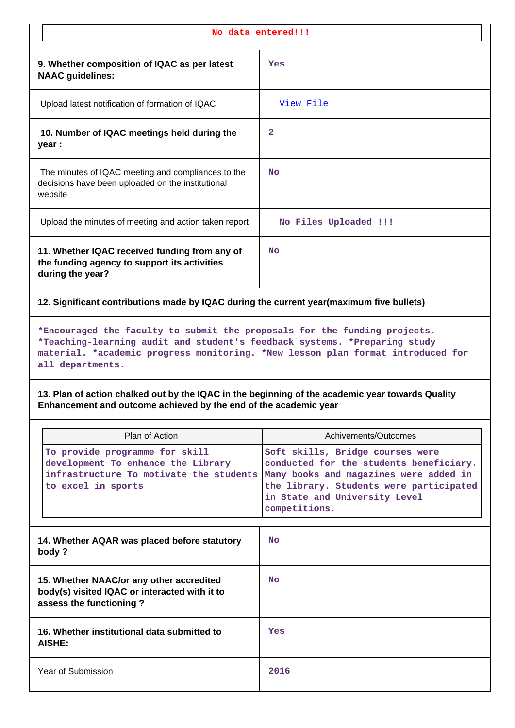No data entered!!!

| | |
|---|---|
| **9. Whether composition of IQAC as per latest NAAC guidelines:** | Yes |
| Upload latest notification of formation of IQAC | View File |
| **10. Number of IQAC meetings held during the year :** | 2 |
| The minutes of IQAC meeting and compliances to the decisions have been uploaded on the institutional website | No |
| Upload the minutes of meeting and action taken report | No Files Uploaded !!! |
| **11. Whether IQAC received funding from any of the funding agency to support its activities during the year?** | No |

**12. Significant contributions made by IQAC during the current year(maximum five bullets)**

*Encouraged the faculty to submit the proposals for the funding projects. *Teaching-learning audit and student's feedback systems. *Preparing study material. *academic progress monitoring. *New lesson plan format introduced for all departments.

**13. Plan of action chalked out by the IQAC in the beginning of the academic year towards Quality Enhancement and outcome achieved by the end of the academic year**

| Plan of Action | Achivements/Outcomes |
|---|---|
| To provide programme for skill development To enhance the Library infrastructure To motivate the students to excel in sports | Soft skills, Bridge courses were conducted for the students beneficiary. Many books and magazines were added in the library. Students were participated in State and University Level competitions. |

| | |
|---|---|
| **14. Whether AQAR was placed before statutory body ?** | No |
| **15. Whether NAAC/or any other accredited body(s) visited IQAC or interacted with it to assess the functioning ?** | No |
| **16. Whether institutional data submitted to AISHE:** | Yes |
| Year of Submission | 2016 |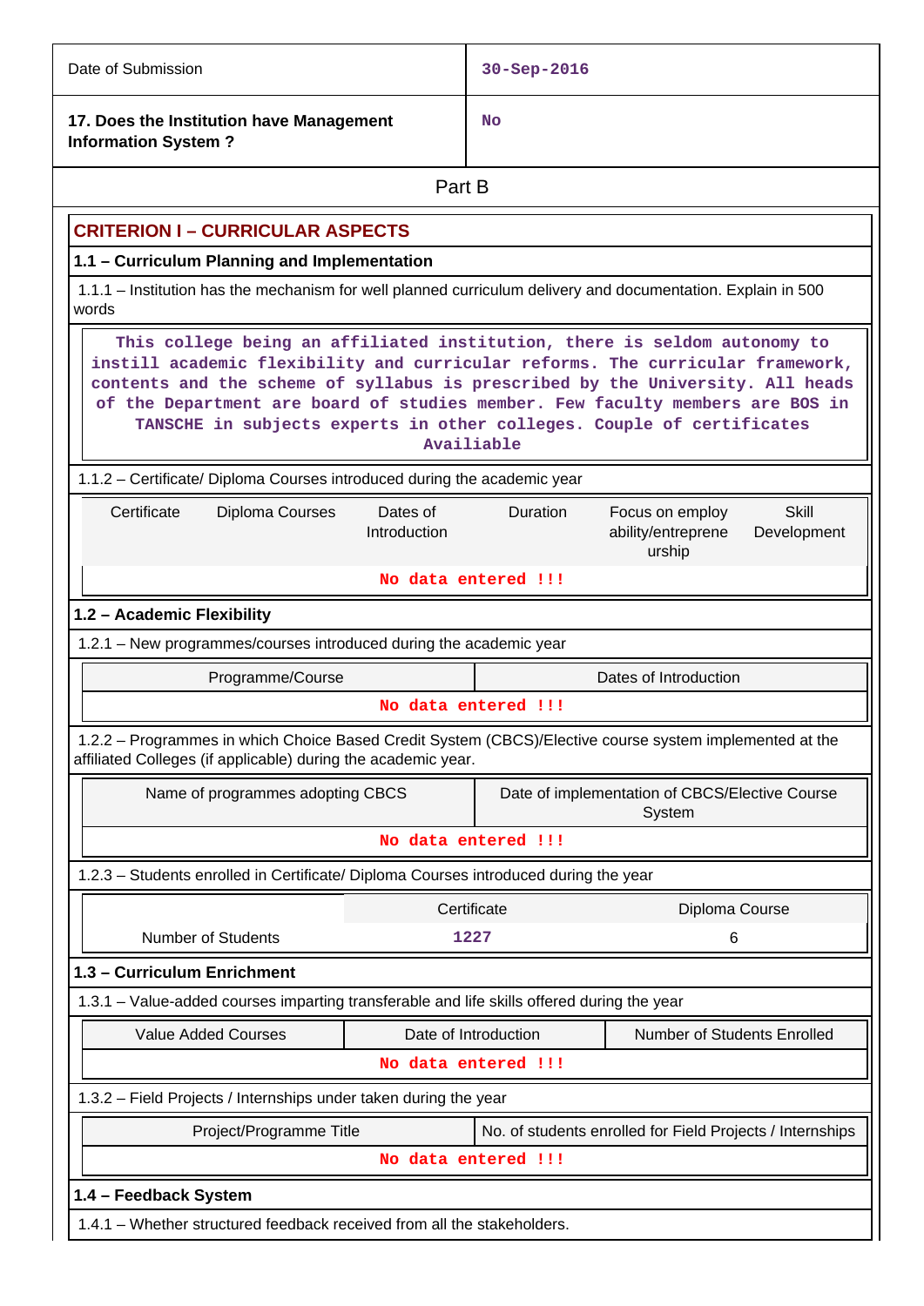| | |
|---|---|
| Date of Submission | 30-Sep-2016 |
| **17. Does the Institution have Management Information System ?** | No |

Part B

## CRITERION I – CURRICULAR ASPECTS

### 1.1 – Curriculum Planning and Implementation

1.1.1 – Institution has the mechanism for well planned curriculum delivery and documentation. Explain in 500 words

This college being an affiliated institution, there is seldom autonomy to instill academic flexibility and curricular reforms. The curricular framework, contents and the scheme of syllabus is prescribed by the University. All heads of the Department are board of studies member. Few faculty members are BOS in TANSCHE in subjects experts in other colleges. Couple of certificates Availiable

1.1.2 – Certificate/ Diploma Courses introduced during the academic year

| Certificate | Diploma Courses | Dates of Introduction | Duration | Focus on employ ability/entreprene urship | Skill Development |
|---|---|---|---|---|---|
| No data entered !!! | | | | | |

### 1.2 – Academic Flexibility

1.2.1 – New programmes/courses introduced during the academic year

| Programme/Course | Dates of Introduction |
|---|---|
| No data entered !!! | |

1.2.2 – Programmes in which Choice Based Credit System (CBCS)/Elective course system implemented at the affiliated Colleges (if applicable) during the academic year.

| Name of programmes adopting CBCS | Date of implementation of CBCS/Elective Course System |
|---|---|
| No data entered !!! | |

1.2.3 – Students enrolled in Certificate/ Diploma Courses introduced during the year

| | Certificate | Diploma Course |
|---|---|---|
| Number of Students | 1227 | 6 |

### 1.3 – Curriculum Enrichment

1.3.1 – Value-added courses imparting transferable and life skills offered during the year

| Value Added Courses | Date of Introduction | Number of Students Enrolled |
|---|---|---|
| No data entered !!! | | |

1.3.2 – Field Projects / Internships under taken during the year

| Project/Programme Title | No. of students enrolled for Field Projects / Internships |
|---|---|
| No data entered !!! | |

### 1.4 – Feedback System

1.4.1 – Whether structured feedback received from all the stakeholders.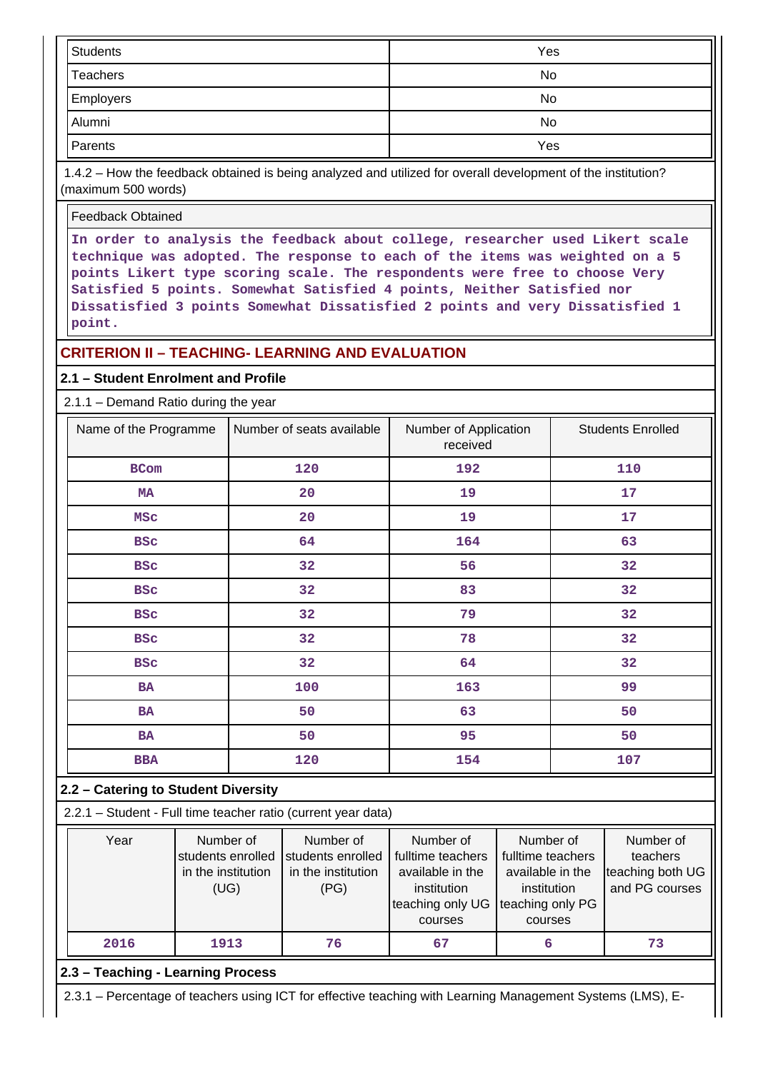| Students | Yes |
|---|---|
| Teachers | No |
| Employers | No |
| Alumni | No |
| Parents | Yes |

1.4.2 – How the feedback obtained is being analyzed and utilized for overall development of the institution? (maximum 500 words)

Feedback Obtained

In order to analysis the feedback about college, researcher used Likert scale technique was adopted. The response to each of the items was weighted on a 5 points Likert type scoring scale. The respondents were free to choose Very Satisfied 5 points. Somewhat Satisfied 4 points, Neither Satisfied nor Dissatisfied 3 points Somewhat Dissatisfied 2 points and very Dissatisfied 1 point.

## CRITERION II – TEACHING- LEARNING AND EVALUATION

### 2.1 – Student Enrolment and Profile

2.1.1 – Demand Ratio during the year

| Name of the Programme | Number of seats available | Number of Application received | Students Enrolled |
|---|---|---|---|
| BCom | 120 | 192 | 110 |
| MA | 20 | 19 | 17 |
| MSc | 20 | 19 | 17 |
| BSc | 64 | 164 | 63 |
| BSc | 32 | 56 | 32 |
| BSc | 32 | 83 | 32 |
| BSc | 32 | 79 | 32 |
| BSc | 32 | 78 | 32 |
| BSc | 32 | 64 | 32 |
| BA | 100 | 163 | 99 |
| BA | 50 | 63 | 50 |
| BA | 50 | 95 | 50 |
| BBA | 120 | 154 | 107 |

### 2.2 – Catering to Student Diversity

2.2.1 – Student - Full time teacher ratio (current year data)

| Year | Number of students enrolled in the institution (UG) | Number of students enrolled in the institution (PG) | Number of fulltime teachers available in the institution teaching only UG courses | Number of fulltime teachers available in the institution teaching only PG courses | Number of teachers teaching both UG and PG courses |
|---|---|---|---|---|---|
| 2016 | 1913 | 76 | 67 | 6 | 73 |

### 2.3 – Teaching - Learning Process

2.3.1 – Percentage of teachers using ICT for effective teaching with Learning Management Systems (LMS), E-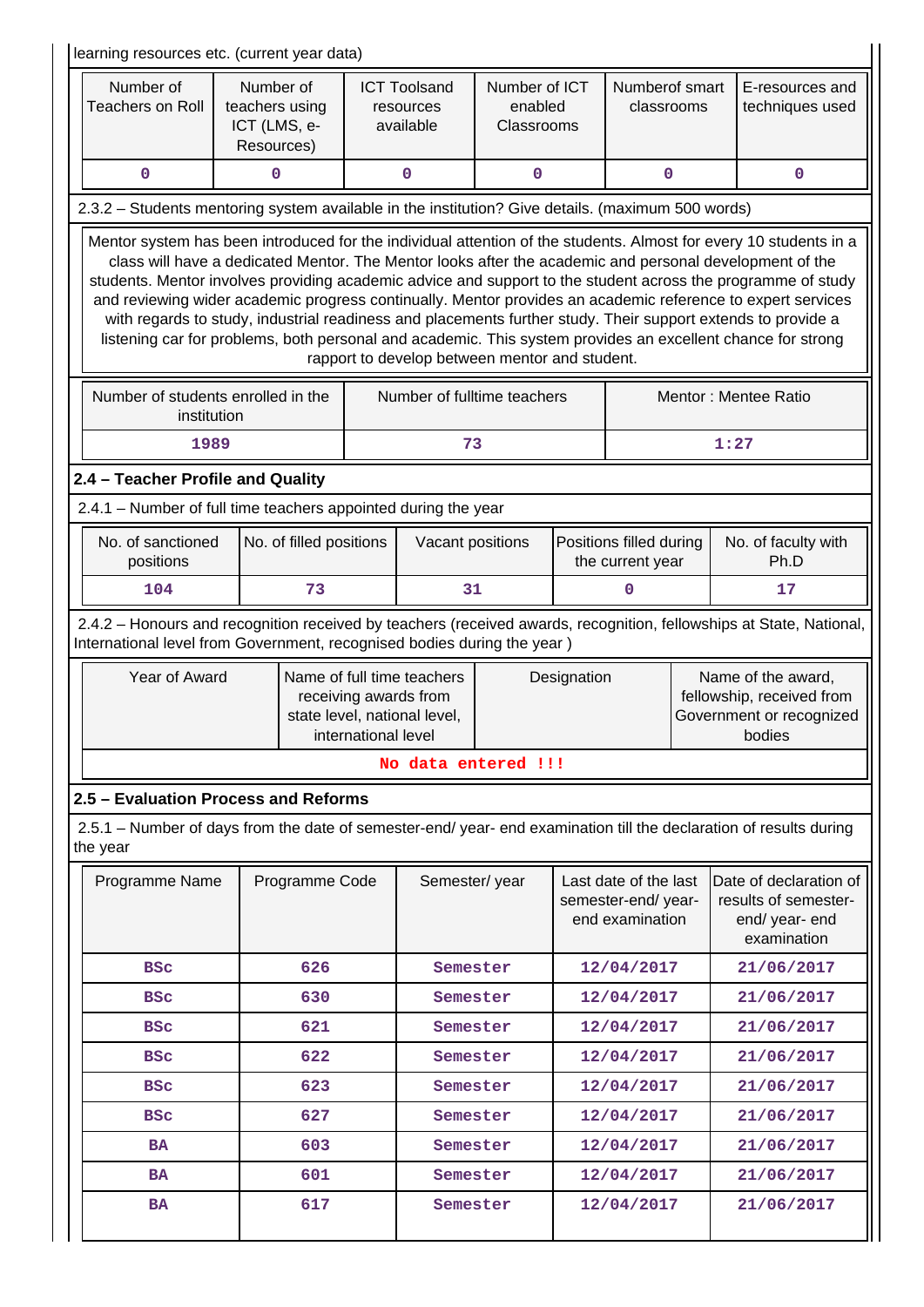learning resources etc. (current year data)

| Number of Teachers on Roll | Number of teachers using ICT (LMS, e-Resources) | ICT Toolsand resources available | Number of ICT enabled Classrooms | Numberof smart classrooms | E-resources and techniques used |
|---|---|---|---|---|---|
| 0 | 0 | 0 | 0 | 0 | 0 |

2.3.2 – Students mentoring system available in the institution? Give details. (maximum 500 words)

Mentor system has been introduced for the individual attention of the students. Almost for every 10 students in a class will have a dedicated Mentor. The Mentor looks after the academic and personal development of the students. Mentor involves providing academic advice and support to the student across the programme of study and reviewing wider academic progress continually. Mentor provides an academic reference to expert services with regards to study, industrial readiness and placements further study. Their support extends to provide a listening car for problems, both personal and academic. This system provides an excellent chance for strong rapport to develop between mentor and student.

| Number of students enrolled in the institution | Number of fulltime teachers | Mentor : Mentee Ratio |
|---|---|---|
| 1989 | 73 | 1:27 |

## 2.4 – Teacher Profile and Quality

2.4.1 – Number of full time teachers appointed during the year

| No. of sanctioned positions | No. of filled positions | Vacant positions | Positions filled during the current year | No. of faculty with Ph.D |
|---|---|---|---|---|
| 104 | 73 | 31 | 0 | 17 |

2.4.2 – Honours and recognition received by teachers (received awards, recognition, fellowships at State, National, International level from Government, recognised bodies during the year )

| Year of Award | Name of full time teachers receiving awards from state level, national level, international level | Designation | Name of the award, fellowship, received from Government or recognized bodies |
|---|---|---|---|
| No data entered !!! | | | |

## 2.5 – Evaluation Process and Reforms

2.5.1 – Number of days from the date of semester-end/ year- end examination till the declaration of results during the year

| Programme Name | Programme Code | Semester/ year | Last date of the last semester-end/ year-end examination | Date of declaration of results of semester-end/ year- end examination |
|---|---|---|---|---|
| BSc | 626 | Semester | 12/04/2017 | 21/06/2017 |
| BSc | 630 | Semester | 12/04/2017 | 21/06/2017 |
| BSc | 621 | Semester | 12/04/2017 | 21/06/2017 |
| BSc | 622 | Semester | 12/04/2017 | 21/06/2017 |
| BSc | 623 | Semester | 12/04/2017 | 21/06/2017 |
| BSc | 627 | Semester | 12/04/2017 | 21/06/2017 |
| BA | 603 | Semester | 12/04/2017 | 21/06/2017 |
| BA | 601 | Semester | 12/04/2017 | 21/06/2017 |
| BA | 617 | Semester | 12/04/2017 | 21/06/2017 |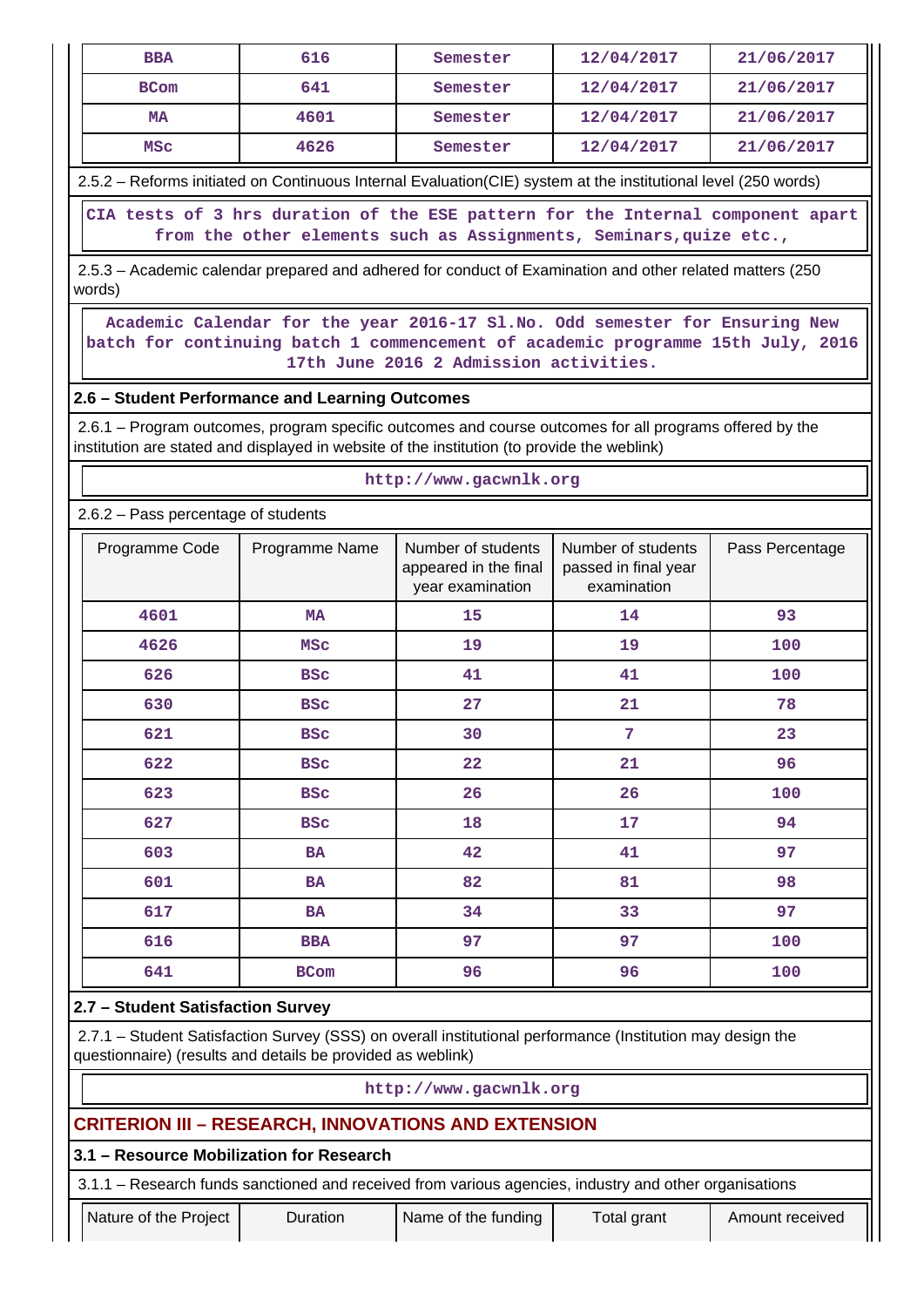| BBA | 616 | Semester | 12/04/2017 | 21/06/2017 |
|---|---|---|---|---|
| BCom | 641 | Semester | 12/04/2017 | 21/06/2017 |
| MA | 4601 | Semester | 12/04/2017 | 21/06/2017 |
| MSc | 4626 | Semester | 12/04/2017 | 21/06/2017 |

2.5.2 – Reforms initiated on Continuous Internal Evaluation(CIE) system at the institutional level (250 words)

CIA tests of 3 hrs duration of the ESE pattern for the Internal component apart from the other elements such as Assignments, Seminars,quize etc.,

2.5.3 – Academic calendar prepared and adhered for conduct of Examination and other related matters (250 words)

Academic Calendar for the year 2016-17 Sl.No. Odd semester for Ensuring New batch for continuing batch 1 commencement of academic programme 15th July, 2016 17th June 2016 2 Admission activities.

## 2.6 – Student Performance and Learning Outcomes

2.6.1 – Program outcomes, program specific outcomes and course outcomes for all programs offered by the institution are stated and displayed in website of the institution (to provide the weblink)

http://www.gacwnlk.org

2.6.2 – Pass percentage of students

| Programme Code | Programme Name | Number of students appeared in the final year examination | Number of students passed in final year examination | Pass Percentage |
|---|---|---|---|---|
| 4601 | MA | 15 | 14 | 93 |
| 4626 | MSc | 19 | 19 | 100 |
| 626 | BSc | 41 | 41 | 100 |
| 630 | BSc | 27 | 21 | 78 |
| 621 | BSc | 30 | 7 | 23 |
| 622 | BSc | 22 | 21 | 96 |
| 623 | BSc | 26 | 26 | 100 |
| 627 | BSc | 18 | 17 | 94 |
| 603 | BA | 42 | 41 | 97 |
| 601 | BA | 82 | 81 | 98 |
| 617 | BA | 34 | 33 | 97 |
| 616 | BBA | 97 | 97 | 100 |
| 641 | BCom | 96 | 96 | 100 |

## 2.7 – Student Satisfaction Survey

2.7.1 – Student Satisfaction Survey (SSS) on overall institutional performance (Institution may design the questionnaire) (results and details be provided as weblink)

http://www.gacwnlk.org

# CRITERION III – RESEARCH, INNOVATIONS AND EXTENSION

## 3.1 – Resource Mobilization for Research

3.1.1 – Research funds sanctioned and received from various agencies, industry and other organisations

| Nature of the Project | Duration | Name of the funding | Total grant | Amount received |
|---|---|---|---|---|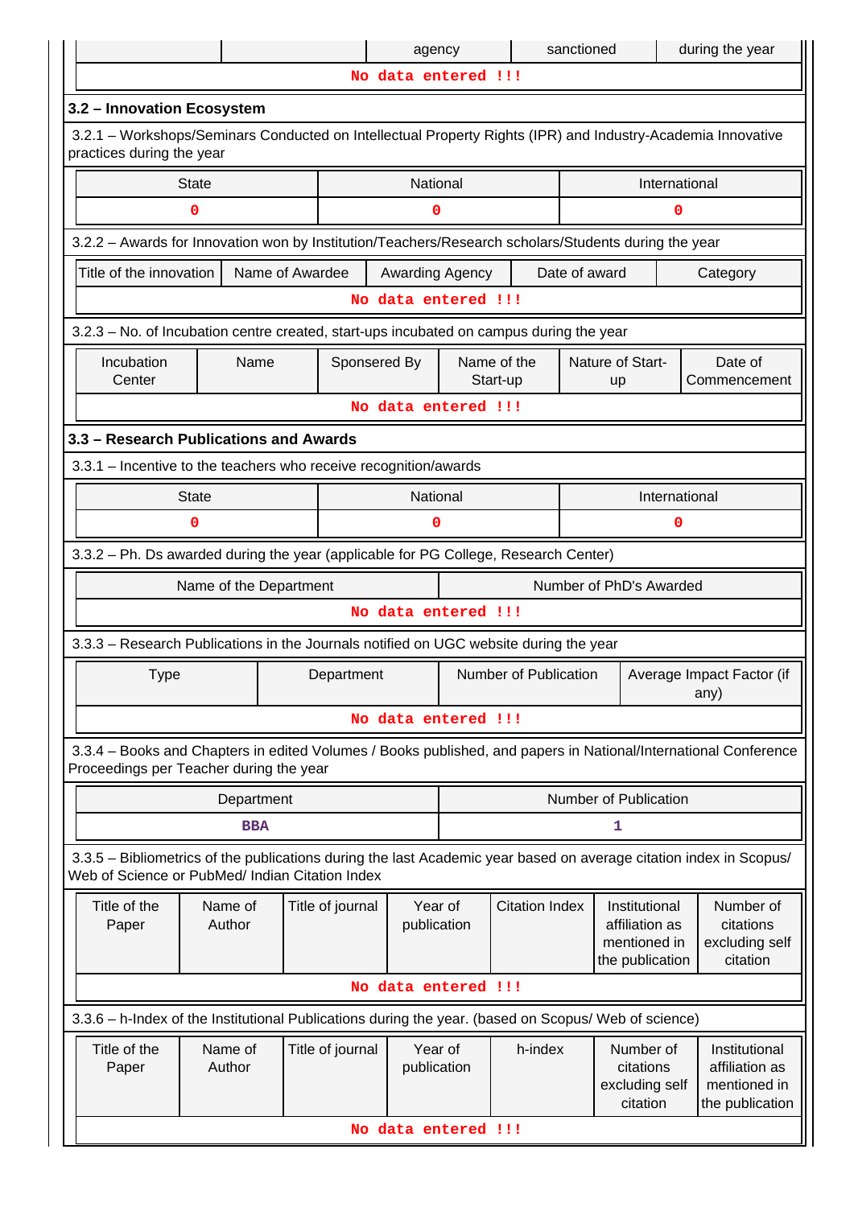| | | agency | sanctioned | during the year |
|---|---|---|---|---|
| No data entered !!! | | | | |

### 3.2 – Innovation Ecosystem

3.2.1 – Workshops/Seminars Conducted on Intellectual Property Rights (IPR) and Industry-Academia Innovative practices during the year

| State | National | International |
|---|---|---|
| 0 | 0 | 0 |

3.2.2 – Awards for Innovation won by Institution/Teachers/Research scholars/Students during the year

| Title of the innovation | Name of Awardee | Awarding Agency | Date of award | Category |
|---|---|---|---|---|
| No data entered !!! | | | | |

3.2.3 – No. of Incubation centre created, start-ups incubated on campus during the year

| Incubation Center | Name | Sponsered By | Name of the Start-up | Nature of Start-up | Date of Commencement |
|---|---|---|---|---|---|
| No data entered !!! | | | | | |

### 3.3 – Research Publications and Awards

3.3.1 – Incentive to the teachers who receive recognition/awards

| State | National | International |
|---|---|---|
| 0 | 0 | 0 |

3.3.2 – Ph. Ds awarded during the year (applicable for PG College, Research Center)

| Name of the Department | Number of PhD's Awarded |
|---|---|
| No data entered !!! | |

3.3.3 – Research Publications in the Journals notified on UGC website during the year

| Type | Department | Number of Publication | Average Impact Factor (if any) |
|---|---|---|---|
| No data entered !!! | | | |

3.3.4 – Books and Chapters in edited Volumes / Books published, and papers in National/International Conference Proceedings per Teacher during the year

| Department | Number of Publication |
|---|---|
| BBA | 1 |

3.3.5 – Bibliometrics of the publications during the last Academic year based on average citation index in Scopus/ Web of Science or PubMed/ Indian Citation Index

| Title of the Paper | Name of Author | Title of journal | Year of publication | Citation Index | Institutional affiliation as mentioned in the publication | Number of citations excluding self citation |
|---|---|---|---|---|---|---|
| No data entered !!! | | | | | | |

3.3.6 – h-Index of the Institutional Publications during the year. (based on Scopus/ Web of science)

| Title of the Paper | Name of Author | Title of journal | Year of publication | h-index | Number of citations excluding self citation | Institutional affiliation as mentioned in the publication |
|---|---|---|---|---|---|---|
| No data entered !!! | | | | | | |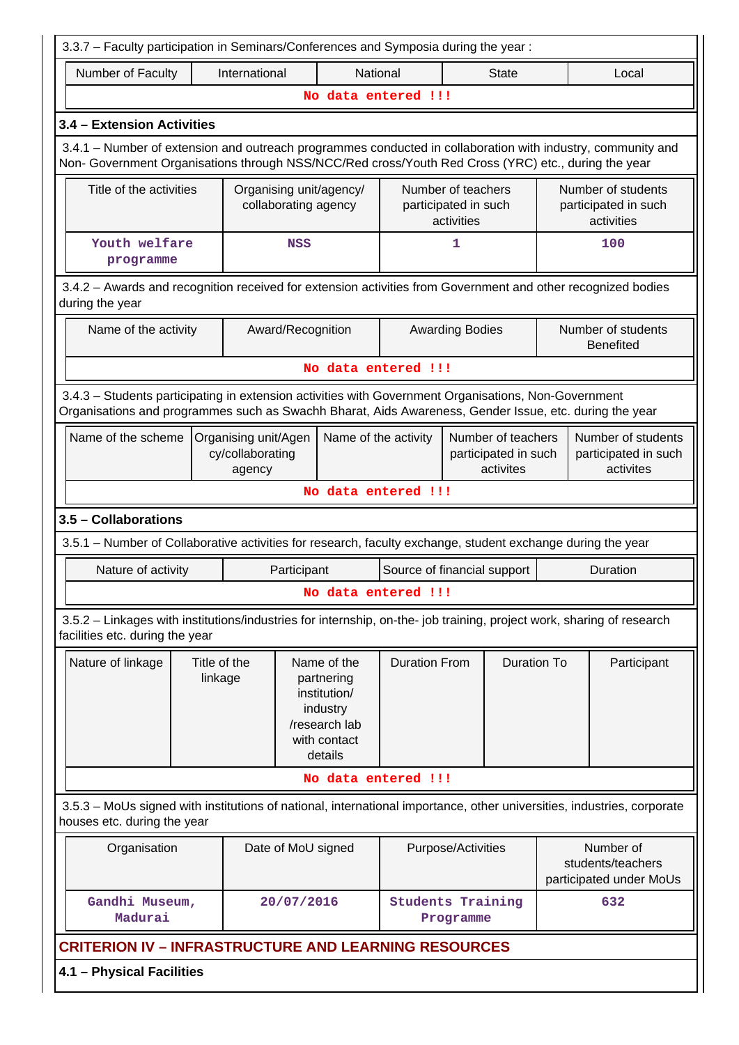3.3.7 – Faculty participation in Seminars/Conferences and Symposia during the year :

| Number of Faculty | International | National | State | Local |
|---|---|---|---|---|
| No data entered !!! | | | | |

### 3.4 – Extension Activities

3.4.1 – Number of extension and outreach programmes conducted in collaboration with industry, community and Non- Government Organisations through NSS/NCC/Red cross/Youth Red Cross (YRC) etc., during the year

| Title of the activities | Organising unit/agency/ collaborating agency | Number of teachers participated in such activities | Number of students participated in such activities |
|---|---|---|---|
| Youth welfare programme | NSS | 1 | 100 |

3.4.2 – Awards and recognition received for extension activities from Government and other recognized bodies during the year

| Name of the activity | Award/Recognition | Awarding Bodies | Number of students Benefited |
|---|---|---|---|
| No data entered !!! | | | |

3.4.3 – Students participating in extension activities with Government Organisations, Non-Government Organisations and programmes such as Swachh Bharat, Aids Awareness, Gender Issue, etc. during the year

| Name of the scheme | Organising unit/Agency/collaborating agency | Name of the activity | Number of teachers participated in such activites | Number of students participated in such activites |
|---|---|---|---|---|
| No data entered !!! | | | | |

### 3.5 – Collaborations

3.5.1 – Number of Collaborative activities for research, faculty exchange, student exchange during the year

| Nature of activity | Participant | Source of financial support | Duration |
|---|---|---|---|
| No data entered !!! | | | |

3.5.2 – Linkages with institutions/industries for internship, on-the- job training, project work, sharing of research facilities etc. during the year

| Nature of linkage | Title of the linkage | Name of the partnering institution/ industry /research lab with contact details | Duration From | Duration To | Participant |
|---|---|---|---|---|---|
| No data entered !!! | | | | | |

3.5.3 – MoUs signed with institutions of national, international importance, other universities, industries, corporate houses etc. during the year

| Organisation | Date of MoU signed | Purpose/Activities | Number of students/teachers participated under MoUs |
|---|---|---|---|
| Gandhi Museum, Madurai | 20/07/2016 | Students Training Programme | 632 |

## CRITERION IV – INFRASTRUCTURE AND LEARNING RESOURCES

### 4.1 – Physical Facilities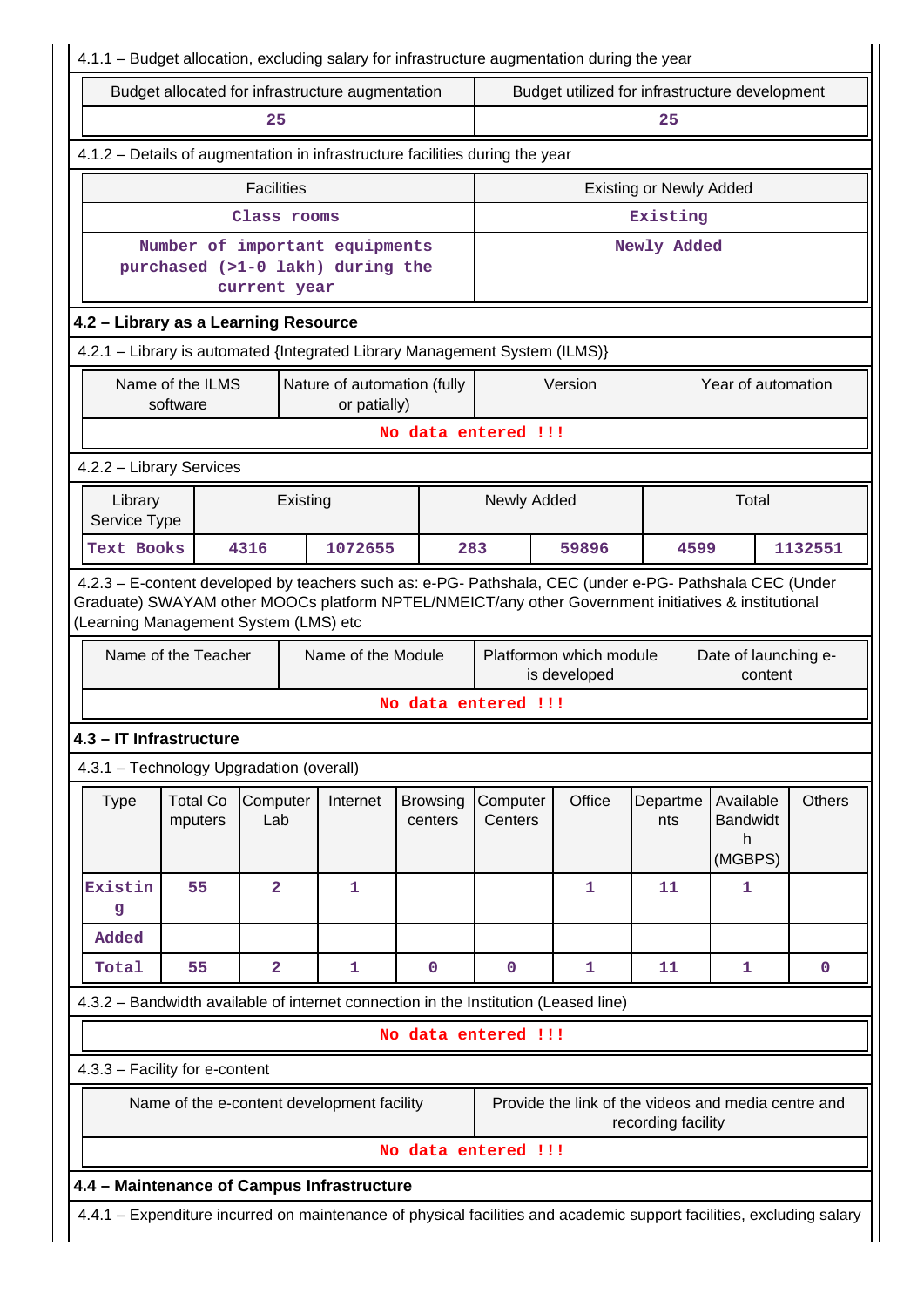4.1.1 – Budget allocation, excluding salary for infrastructure augmentation during the year

| Budget allocated for infrastructure augmentation | Budget utilized for infrastructure development |
|---|---|
| 25 | 25 |

4.1.2 – Details of augmentation in infrastructure facilities during the year

| Facilities | Existing or Newly Added |
|---|---|
| Class rooms | Existing |
| Number of important equipments purchased (>1-0 lakh) during the current year | Newly Added |

## 4.2 – Library as a Learning Resource

4.2.1 – Library is automated {Integrated Library Management System (ILMS)}

| Name of the ILMS software | Nature of automation (fully or patially) | Version | Year of automation |
|---|---|---|---|
| No data entered !!! | | | |

4.2.2 – Library Services

| Library Service Type | Existing | | Newly Added | | Total | |
|---|---|---|---|---|---|---|
| Text Books | 4316 | 1072655 | 283 | 59896 | 4599 | 1132551 |

4.2.3 – E-content developed by teachers such as: e-PG- Pathshala, CEC (under e-PG- Pathshala CEC (Under Graduate) SWAYAM other MOOCs platform NPTEL/NMEICT/any other Government initiatives & institutional (Learning Management System (LMS) etc

| Name of the Teacher | Name of the Module | Platformon which module is developed | Date of launching e-content |
|---|---|---|---|
| No data entered !!! | | | |

## 4.3 – IT Infrastructure

4.3.1 – Technology Upgradation (overall)

| Type | Total Computers | Computer Lab | Internet | Browsing centers | Computer Centers | Office | Departments | Available Bandwidth (MGBPS) | Others |
|---|---|---|---|---|---|---|---|---|---|
| Existing | 55 | 2 | 1 | | | 1 | 11 | 1 | |
| Added | | | | | | | | | |
| Total | 55 | 2 | 1 | 0 | 0 | 1 | 11 | 1 | 0 |

4.3.2 – Bandwidth available of internet connection in the Institution (Leased line)

No data entered !!!

4.3.3 – Facility for e-content

| Name of the e-content development facility | Provide the link of the videos and media centre and recording facility |
|---|---|
| No data entered !!! | |

## 4.4 – Maintenance of Campus Infrastructure

4.4.1 – Expenditure incurred on maintenance of physical facilities and academic support facilities, excluding salary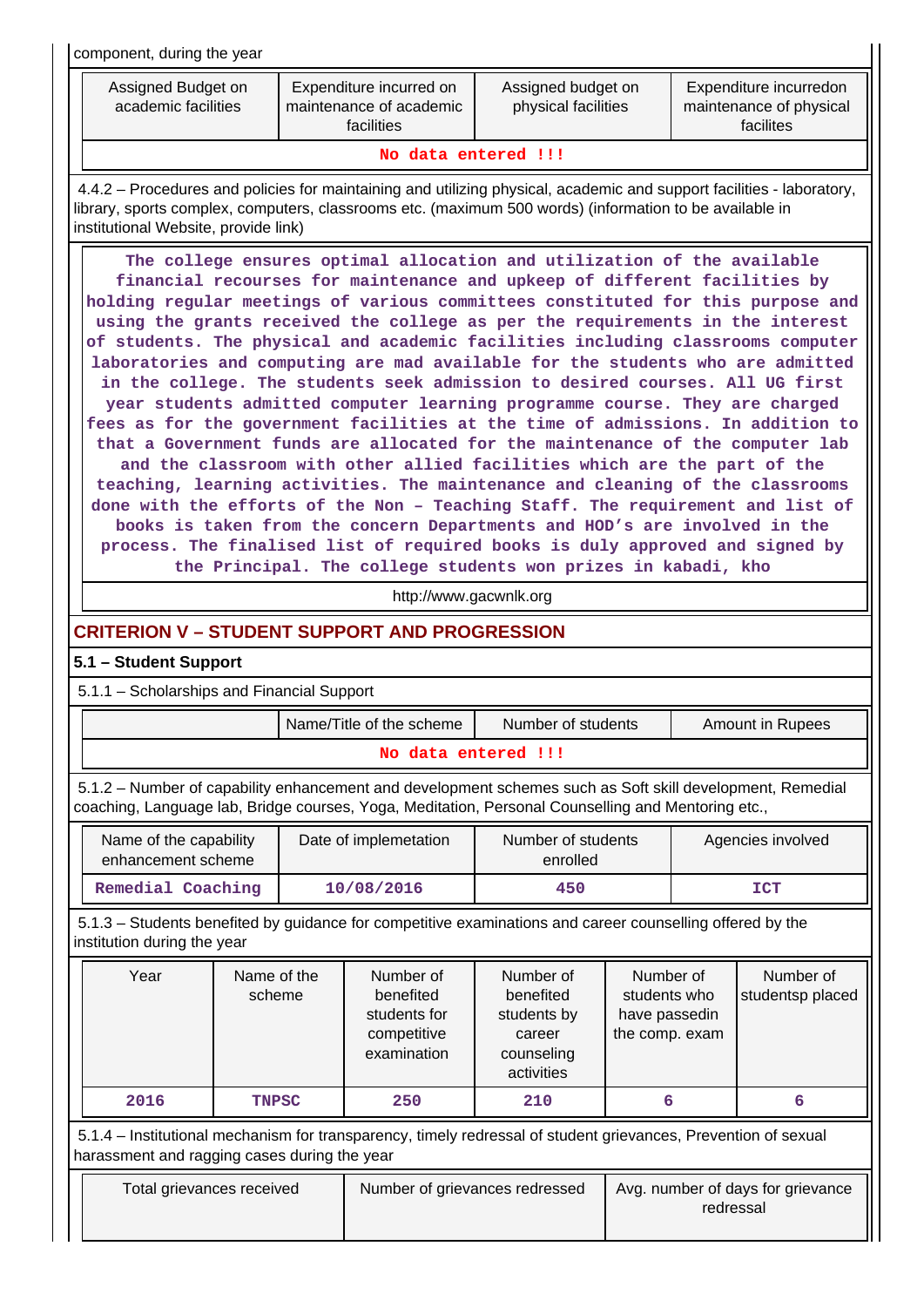component, during the year

| Assigned Budget on academic facilities | Expenditure incurred on maintenance of academic facilities | Assigned budget on physical facilities | Expenditure incurredon maintenance of physical facilites |
|---|---|---|---|
| No data entered !!! | | | |

4.4.2 – Procedures and policies for maintaining and utilizing physical, academic and support facilities - laboratory, library, sports complex, computers, classrooms etc. (maximum 500 words) (information to be available in institutional Website, provide link)

The college ensures optimal allocation and utilization of the available financial recourses for maintenance and upkeep of different facilities by holding regular meetings of various committees constituted for this purpose and using the grants received the college as per the requirements in the interest of students. The physical and academic facilities including classrooms computer laboratories and computing are mad available for the students who are admitted in the college. The students seek admission to desired courses. All UG first year students admitted computer learning programme course. They are charged fees as for the government facilities at the time of admissions. In addition to that a Government funds are allocated for the maintenance of the computer lab and the classroom with other allied facilities which are the part of the teaching, learning activities. The maintenance and cleaning of the classrooms done with the efforts of the Non – Teaching Staff. The requirement and list of books is taken from the concern Departments and HOD's are involved in the process. The finalised list of required books is duly approved and signed by the Principal. The college students won prizes in kabadi, kho

http://www.gacwnlk.org

## CRITERION V – STUDENT SUPPORT AND PROGRESSION

### 5.1 – Student Support

5.1.1 – Scholarships and Financial Support

| | Name/Title of the scheme | Number of students | Amount in Rupees |
|---|---|---|---|
| No data entered !!! | | | |

5.1.2 – Number of capability enhancement and development schemes such as Soft skill development, Remedial coaching, Language lab, Bridge courses, Yoga, Meditation, Personal Counselling and Mentoring etc.,

| Name of the capability enhancement scheme | Date of implemetation | Number of students enrolled | Agencies involved |
|---|---|---|---|
| Remedial Coaching | 10/08/2016 | 450 | ICT |

5.1.3 – Students benefited by guidance for competitive examinations and career counselling offered by the institution during the year

| Year | Name of the scheme | Number of benefited students for competitive examination | Number of benefited students by career counseling activities | Number of students who have passedin the comp. exam | Number of studentsp placed |
|---|---|---|---|---|---|
| 2016 | TNPSC | 250 | 210 | 6 | 6 |

5.1.4 – Institutional mechanism for transparency, timely redressal of student grievances, Prevention of sexual harassment and ragging cases during the year

| Total grievances received | Number of grievances redressed | Avg. number of days for grievance redressal |
|---|---|---|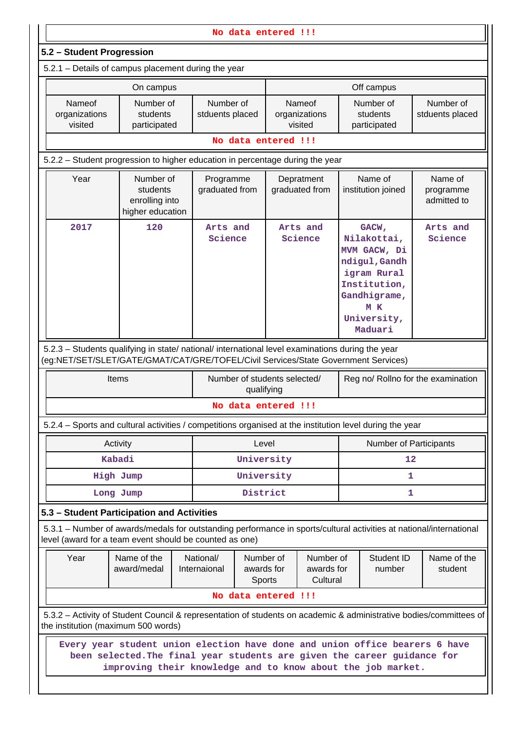No data entered !!!

## 5.2 – Student Progression

5.2.1 – Details of campus placement during the year

| On campus | | | Off campus | | |
|---|---|---|---|---|---|
| Nameof organizations visited | Number of students participated | Number of stduents placed | Nameof organizations visited | Number of students participated | Number of stduents placed |
| No data entered !!! | | | | | |

5.2.2 – Student progression to higher education in percentage during the year

| Year | Number of students enrolling into higher education | Programme graduated from | Depratment graduated from | Name of institution joined | Name of programme admitted to |
|---|---|---|---|---|---|
| 2017 | 120 | Arts and Science | Arts and Science | GACW, Nilakottai, MVM GACW, Dindigul,Gandhigram Rural Institution, Gandhigrame, M K University, Maduari | Arts and Science |

5.2.3 – Students qualifying in state/ national/ international level examinations during the year (eg:NET/SET/SLET/GATE/GMAT/CAT/GRE/TOFEL/Civil Services/State Government Services)

| Items | Number of students selected/ qualifying | Reg no/ Rollno for the examination |
|---|---|---|
| No data entered !!! | | |

5.2.4 – Sports and cultural activities / competitions organised at the institution level during the year

| Activity | Level | Number of Participants |
|---|---|---|
| Kabadi | University | 12 |
| High Jump | University | 1 |
| Long Jump | District | 1 |

## 5.3 – Student Participation and Activities

5.3.1 – Number of awards/medals for outstanding performance in sports/cultural activities at national/international level (award for a team event should be counted as one)

| Year | Name of the award/medal | National/ Internaional | Number of awards for Sports | Number of awards for Cultural | Student ID number | Name of the student |
|---|---|---|---|---|---|---|
| No data entered !!! | | | | | | |

5.3.2 – Activity of Student Council & representation of students on academic & administrative bodies/committees of the institution (maximum 500 words)

Every year student union election have done and union office bearers 6 have been selected.The final year students are given the career guidance for improving their knowledge and to know about the job market.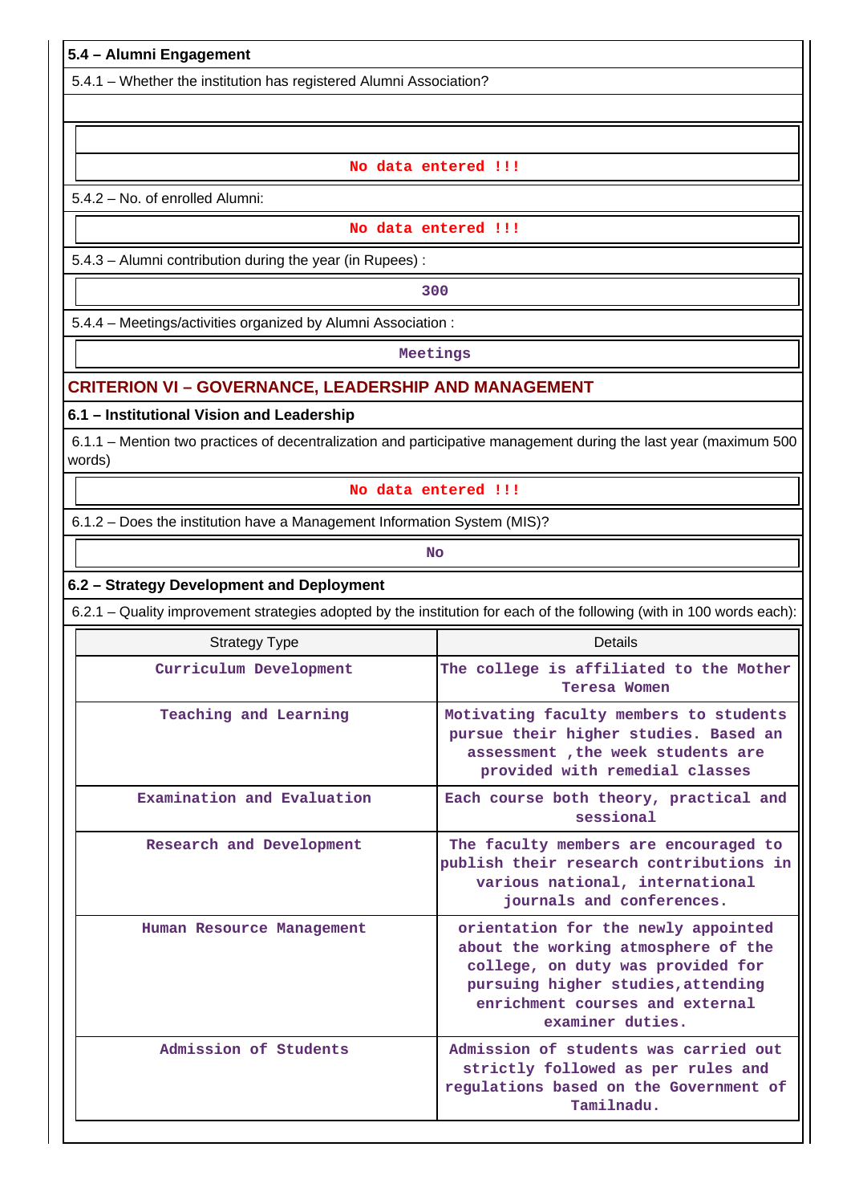### 5.4 – Alumni Engagement

5.4.1 – Whether the institution has registered Alumni Association?

No data entered !!!

5.4.2 – No. of enrolled Alumni:

No data entered !!!

5.4.3 – Alumni contribution during the year (in Rupees) :

300

5.4.4 – Meetings/activities organized by Alumni Association :

Meetings

## CRITERION VI – GOVERNANCE, LEADERSHIP AND MANAGEMENT

### 6.1 – Institutional Vision and Leadership

6.1.1 – Mention two practices of decentralization and participative management during the last year (maximum 500 words)

No data entered !!!

6.1.2 – Does the institution have a Management Information System (MIS)?

No

### 6.2 – Strategy Development and Deployment

6.2.1 – Quality improvement strategies adopted by the institution for each of the following (with in 100 words each):

| Strategy Type | Details |
|---|---|
| Curriculum Development | The college is affiliated to the Mother Teresa Women |
| Teaching and Learning | Motivating faculty members to students pursue their higher studies. Based an assessment ,the week students are provided with remedial classes |
| Examination and Evaluation | Each course both theory, practical and sessional |
| Research and Development | The faculty members are encouraged to publish their research contributions in various national, international journals and conferences. |
| Human Resource Management | orientation for the newly appointed about the working atmosphere of the college, on duty was provided for pursuing higher studies,attending enrichment courses and external examiner duties. |
| Admission of Students | Admission of students was carried out strictly followed as per rules and regulations based on the Government of Tamilnadu. |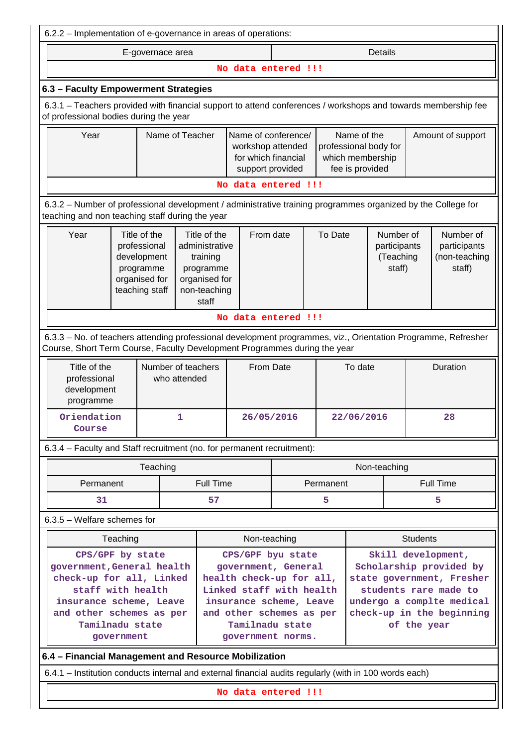6.2.2 – Implementation of e-governance in areas of operations:

| E-governace area | Details |
|---|---|
| No data entered !!! | |

### 6.3 – Faculty Empowerment Strategies

6.3.1 – Teachers provided with financial support to attend conferences / workshops and towards membership fee of professional bodies during the year

| Year | Name of Teacher | Name of conference/ workshop attended for which financial support provided | Name of the professional body for which membership fee is provided | Amount of support |
|---|---|---|---|---|
| No data entered !!! | | | | |

6.3.2 – Number of professional development / administrative training programmes organized by the College for teaching and non teaching staff during the year

| Year | Title of the professional development programme organised for teaching staff | Title of the administrative training programme organised for non-teaching staff | From date | To Date | Number of participants (Teaching staff) | Number of participants (non-teaching staff) |
|---|---|---|---|---|---|---|
| No data entered !!! | | | | | | |

6.3.3 – No. of teachers attending professional development programmes, viz., Orientation Programme, Refresher Course, Short Term Course, Faculty Development Programmes during the year

| Title of the professional development programme | Number of teachers who attended | From Date | To date | Duration |
|---|---|---|---|---|
| Oriendation Course | 1 | 26/05/2016 | 22/06/2016 | 28 |

6.3.4 – Faculty and Staff recruitment (no. for permanent recruitment):

| Teaching | | Non-teaching | |
|---|---|---|---|
| Permanent | Full Time | Permanent | Full Time |
| 31 | 57 | 5 | 5 |

6.3.5 – Welfare schemes for

| Teaching | Non-teaching | Students |
|---|---|---|
| CPS/GPF by state government,General health check-up for all, Linked staff with health insurance scheme, Leave and other schemes as per Tamilnadu state government | CPS/GPF byu state government, General health check-up for all, Linked staff with health insurance scheme, Leave and other schemes as per Tamilnadu state government norms. | Skill development, Scholarship provided by state government, Fresher students rare made to undergo a complte medical check-up in the beginning of the year |

### 6.4 – Financial Management and Resource Mobilization

6.4.1 – Institution conducts internal and external financial audits regularly (with in 100 words each)

No data entered !!!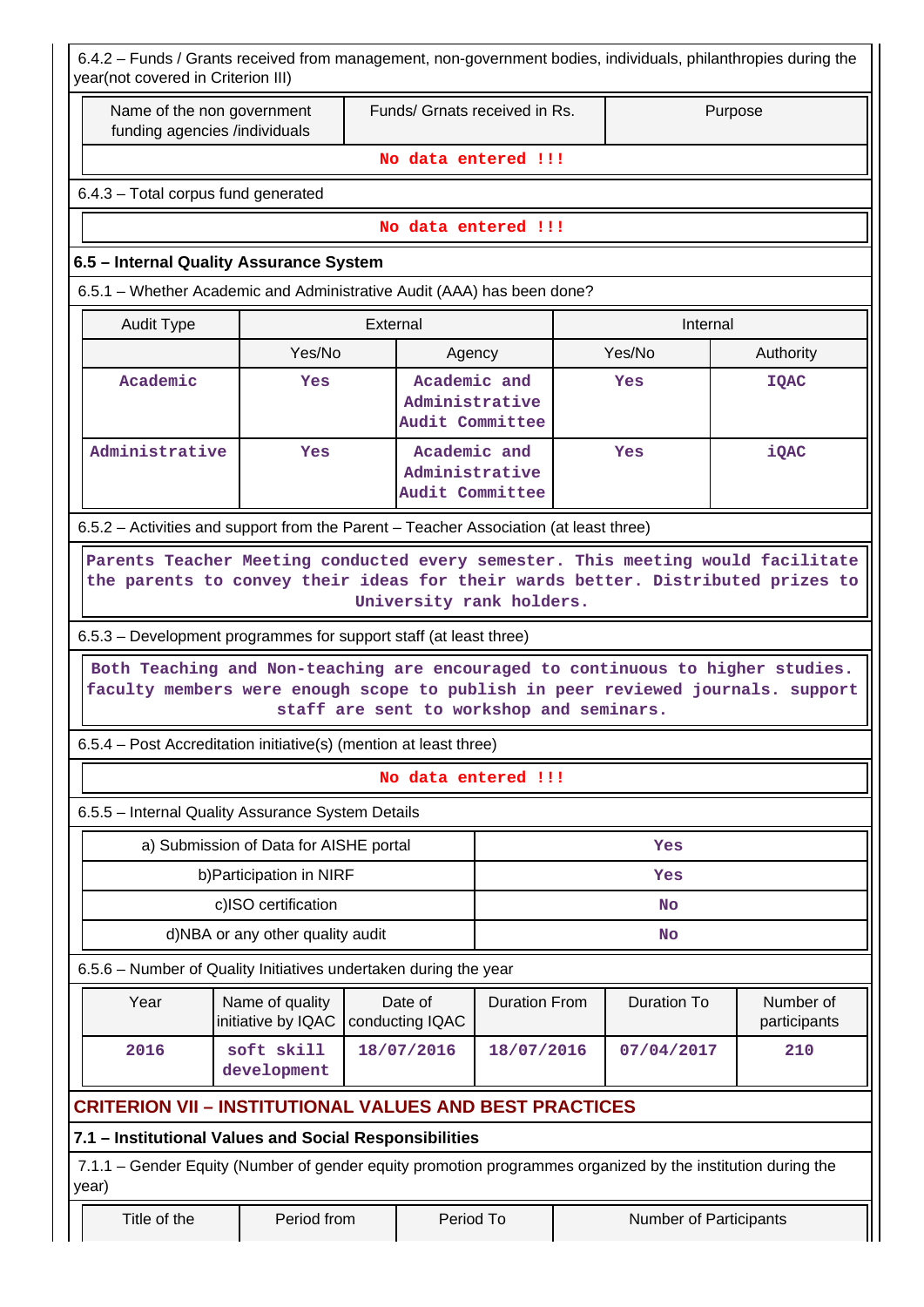6.4.2 – Funds / Grants received from management, non-government bodies, individuals, philanthropies during the year(not covered in Criterion III)

| Name of the non government funding agencies /individuals | Funds/ Grnats received in Rs. | Purpose |
|---|---|---|
| No data entered !!! | | |

6.4.3 – Total corpus fund generated

No data entered !!!

### 6.5 – Internal Quality Assurance System

6.5.1 – Whether Academic and Administrative Audit (AAA) has been done?

| Audit Type | External | | Internal | |
|---|---|---|---|---|
| | Yes/No | Agency | Yes/No | Authority |
| Academic | Yes | Academic and Administrative Audit Committee | Yes | IQAC |
| Administrative | Yes | Academic and Administrative Audit Committee | Yes | iQAC |

6.5.2 – Activities and support from the Parent – Teacher Association (at least three)

Parents Teacher Meeting conducted every semester. This meeting would facilitate the parents to convey their ideas for their wards better. Distributed prizes to University rank holders.

6.5.3 – Development programmes for support staff (at least three)

Both Teaching and Non-teaching are encouraged to continuous to higher studies. faculty members were enough scope to publish in peer reviewed journals. support staff are sent to workshop and seminars.

6.5.4 – Post Accreditation initiative(s) (mention at least three)

No data entered !!!

6.5.5 – Internal Quality Assurance System Details

| | |
|---|---|
| a) Submission of Data for AISHE portal | Yes |
| b)Participation in NIRF | Yes |
| c)ISO certification | No |
| d)NBA or any other quality audit | No |

6.5.6 – Number of Quality Initiatives undertaken during the year

| Year | Name of quality initiative by IQAC | Date of conducting IQAC | Duration From | Duration To | Number of participants |
|---|---|---|---|---|---|
| 2016 | soft skill development | 18/07/2016 | 18/07/2016 | 07/04/2017 | 210 |

## CRITERION VII – INSTITUTIONAL VALUES AND BEST PRACTICES

### 7.1 – Institutional Values and Social Responsibilities

7.1.1 – Gender Equity (Number of gender equity promotion programmes organized by the institution during the year)

| Title of the | Period from | Period To | Number of Participants |
|---|---|---|---|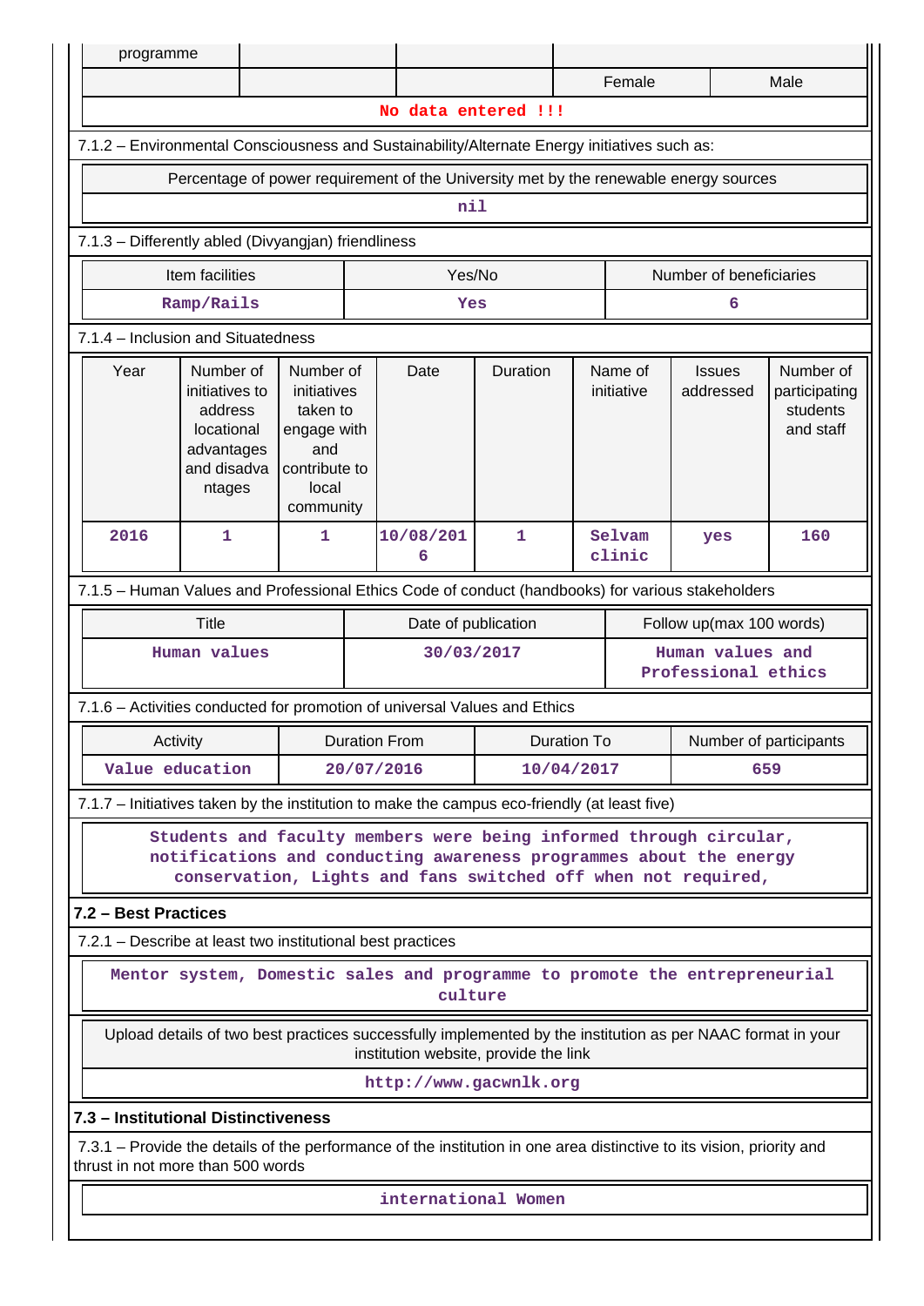| programme | | | | |
|---|---|---|---|---|
| | | | Female | Male |
| No data entered !!! | | | | |

7.1.2 – Environmental Consciousness and Sustainability/Alternate Energy initiatives such as:

| Percentage of power requirement of the University met by the renewable energy sources |
|---|
| nil |

7.1.3 – Differently abled (Divyangjan) friendliness

| Item facilities | Yes/No | Number of beneficiaries |
|---|---|---|
| Ramp/Rails | Yes | 6 |

7.1.4 – Inclusion and Situatedness

| Year | Number of initiatives to address locational advantages and disadvantages | Number of initiatives taken to engage with and contribute to local community | Date | Duration | Name of initiative | Issues addressed | Number of participating students and staff |
|---|---|---|---|---|---|---|---|
| 2016 | 1 | 1 | 10/08/2016 | 1 | Selvam clinic | yes | 160 |

7.1.5 – Human Values and Professional Ethics Code of conduct (handbooks) for various stakeholders

| Title | Date of publication | Follow up(max 100 words) |
|---|---|---|
| Human values | 30/03/2017 | Human values and Professional ethics |

7.1.6 – Activities conducted for promotion of universal Values and Ethics

| Activity | Duration From | Duration To | Number of participants |
|---|---|---|---|
| Value education | 20/07/2016 | 10/04/2017 | 659 |

7.1.7 – Initiatives taken by the institution to make the campus eco-friendly (at least five)

Students and faculty members were being informed through circular, notifications and conducting awareness programmes about the energy conservation, Lights and fans switched off when not required,

**7.2 – Best Practices**

7.2.1 – Describe at least two institutional best practices

Mentor system, Domestic sales and programme to promote the entrepreneurial culture

| Upload details of two best practices successfully implemented by the institution as per NAAC format in your institution website, provide the link |
|---|
| http://www.gacwnlk.org |

**7.3 – Institutional Distinctiveness**

7.3.1 – Provide the details of the performance of the institution in one area distinctive to its vision, priority and thrust in not more than 500 words

international Women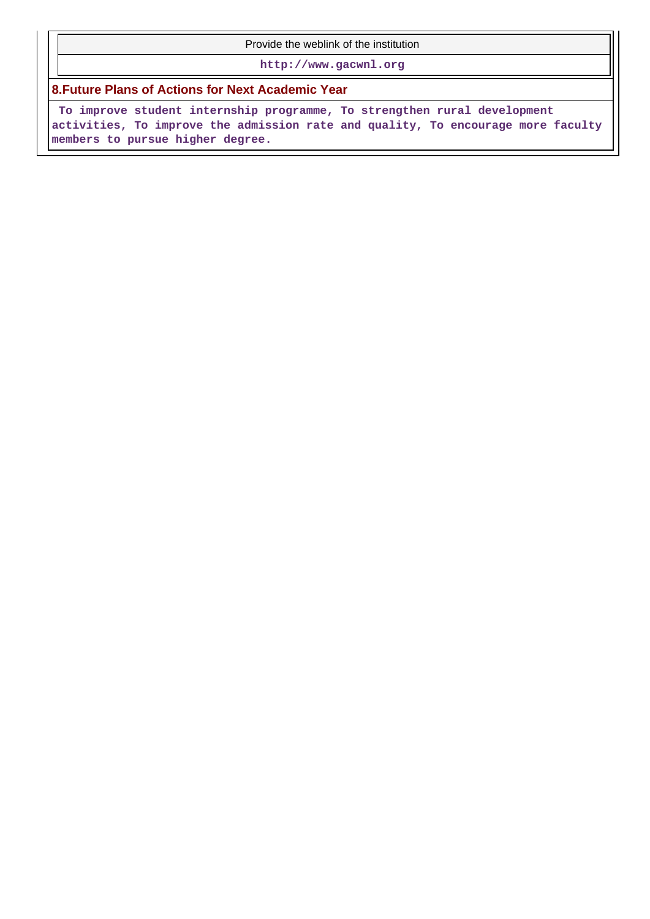| Provide the weblink of the institution |
| --- |
| http://www.gacwnl.org |

## 8.Future Plans of Actions for Next Academic Year

**To improve student internship programme, To strengthen rural development activities, To improve the admission rate and quality, To encourage more faculty members to pursue higher degree.**